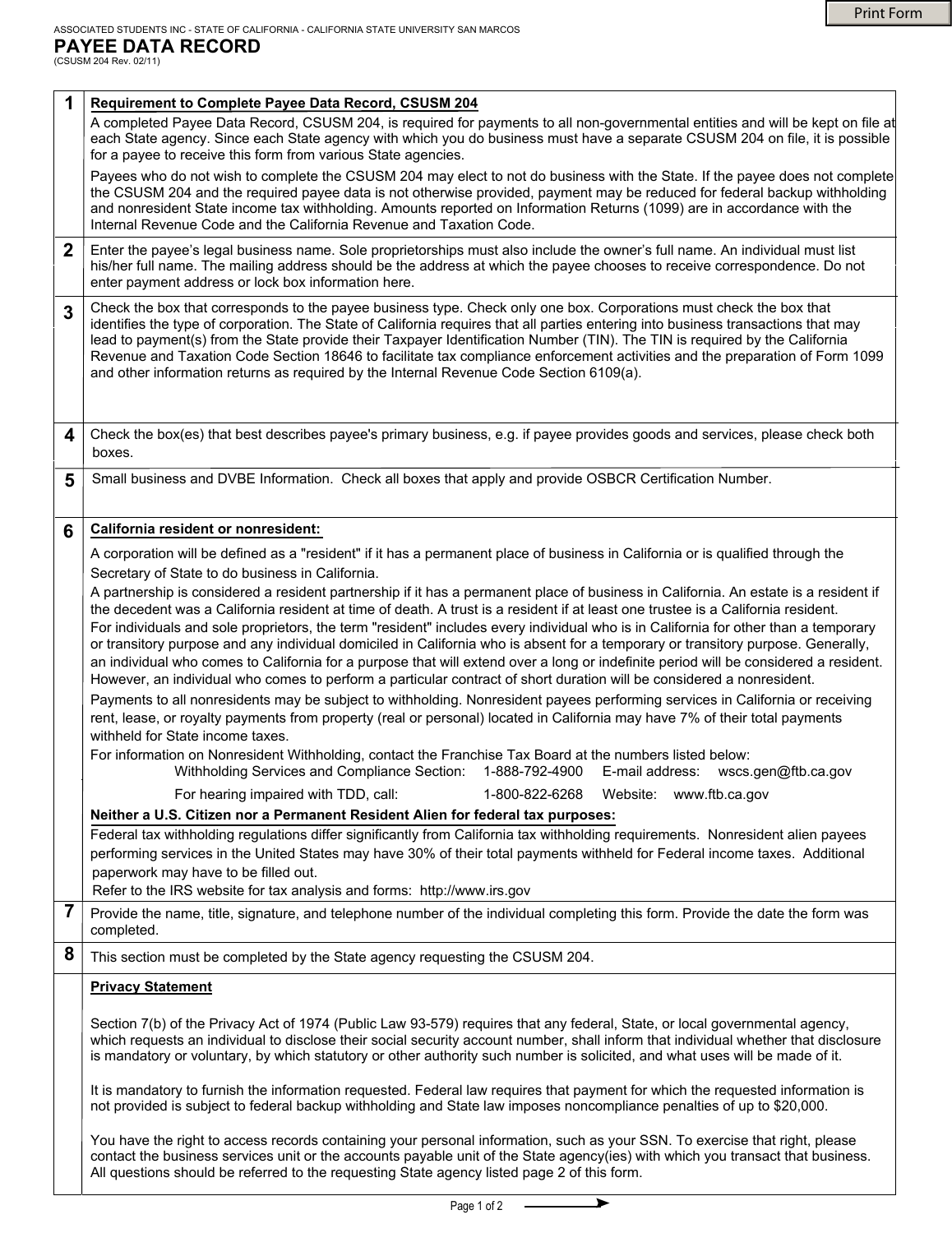ASSOCIATED STUDENTS INC - STATE OF CALIFORNIA - CALIFORNIA STATE UNIVERSITY SAN MARCOS

# PAYEE DATA RECORD

(CSUSM 204 Rev. 02/11)

| | |
|---|---|
| **1** | **Requirement to Complete Payee Data Record, CSUSM 204**<br>A completed Payee Data Record, CSUSM 204, is required for payments to all non-governmental entities and will be kept on file at each State agency. Since each State agency with which you do business must have a separate CSUSM 204 on file, it is possible for a payee to receive this form from various State agencies.<br>Payees who do not wish to complete the CSUSM 204 may elect to not do business with the State. If the payee does not complete the CSUSM 204 and the required payee data is not otherwise provided, payment may be reduced for federal backup withholding and nonresident State income tax withholding. Amounts reported on Information Returns (1099) are in accordance with the Internal Revenue Code and the California Revenue and Taxation Code. |
| **2** | Enter the payee's legal business name. Sole proprietorships must also include the owner's full name. An individual must list his/her full name. The mailing address should be the address at which the payee chooses to receive correspondence. Do not enter payment address or lock box information here. |
| **3** | Check the box that corresponds to the payee business type. Check only one box. Corporations must check the box that identifies the type of corporation. The State of California requires that all parties entering into business transactions that may lead to payment(s) from the State provide their Taxpayer Identification Number (TIN). The TIN is required by the California Revenue and Taxation Code Section 18646 to facilitate tax compliance enforcement activities and the preparation of Form 1099 and other information returns as required by the Internal Revenue Code Section 6109(a). |
| **4** | Check the box(es) that best describes payee's primary business, e.g. if payee provides goods and services, please check both boxes. |
| **5** | Small business and DVBE Information. Check all boxes that apply and provide OSBCR Certification Number. |
| **6** | **California resident or nonresident:**<br>A corporation will be defined as a "resident" if it has a permanent place of business in California or is qualified through the Secretary of State to do business in California.<br>A partnership is considered a resident partnership if it has a permanent place of business in California. An estate is a resident if the decedent was a California resident at time of death. A trust is a resident if at least one trustee is a California resident.<br>For individuals and sole proprietors, the term "resident" includes every individual who is in California for other than a temporary or transitory purpose and any individual domiciled in California who is absent for a temporary or transitory purpose. Generally, an individual who comes to California for a purpose that will extend over a long or indefinite period will be considered a resident. However, an individual who comes to perform a particular contract of short duration will be considered a nonresident.<br>Payments to all nonresidents may be subject to withholding. Nonresident payees performing services in California or receiving rent, lease, or royalty payments from property (real or personal) located in California may have 7% of their total payments withheld for State income taxes.<br>For information on Nonresident Withholding, contact the Franchise Tax Board at the numbers listed below:<br>Withholding Services and Compliance Section: 1-888-792-4900 E-mail address: wscs.gen@ftb.ca.gov<br>For hearing impaired with TDD, call: 1-800-822-6268 Website: www.ftb.ca.gov<br>**Neither a U.S. Citizen nor a Permanent Resident Alien for federal tax purposes:**<br>Federal tax withholding regulations differ significantly from California tax withholding requirements. Nonresident alien payees performing services in the United States may have 30% of their total payments withheld for Federal income taxes. Additional paperwork may have to be filled out.<br>Refer to the IRS website for tax analysis and forms: http://www.irs.gov |
| **7** | Provide the name, title, signature, and telephone number of the individual completing this form. Provide the date the form was completed. |
| **8** | This section must be completed by the State agency requesting the CSUSM 204. |
| | **Privacy Statement**<br>Section 7(b) of the Privacy Act of 1974 (Public Law 93-579) requires that any federal, State, or local governmental agency, which requests an individual to disclose their social security account number, shall inform that individual whether that disclosure is mandatory or voluntary, by which statutory or other authority such number is solicited, and what uses will be made of it.<br>It is mandatory to furnish the information requested. Federal law requires that payment for which the requested information is not provided is subject to federal backup withholding and State law imposes noncompliance penalties of up to $20,000.<br>You have the right to access records containing your personal information, such as your SSN. To exercise that right, please contact the business services unit or the accounts payable unit of the State agency(ies) with which you transact that business. All questions should be referred to the requesting State agency listed page 2 of this form. |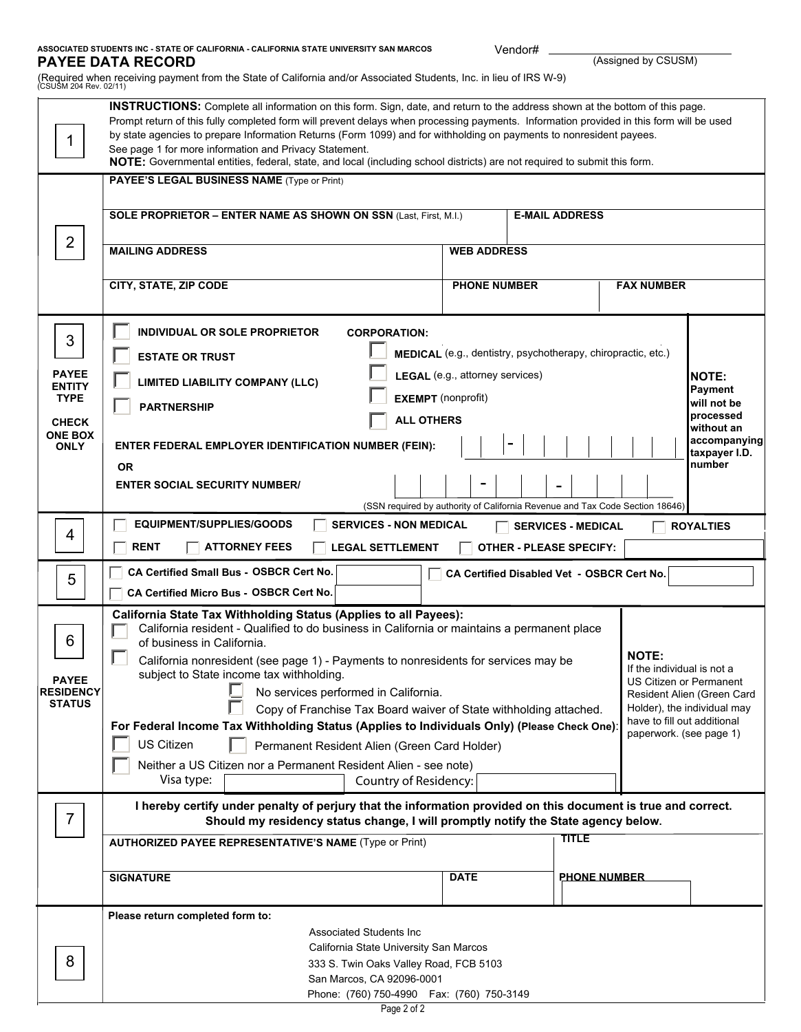ASSOCIATED STUDENTS INC - STATE OF CALIFORNIA - CALIFORNIA STATE UNIVERSITY SAN MARCOS

Vendor# ____________ (Assigned by CSUSM)

# PAYEE DATA RECORD

(Required when receiving payment from the State of California and/or Associated Students, Inc. in lieu of IRS W-9)
(CSUSM 204 Rev. 02/11)

**1**

**INSTRUCTIONS:** Complete all information on this form. Sign, date, and return to the address shown at the bottom of this page. Prompt return of this fully completed form will prevent delays when processing payments. Information provided in this form will be used by state agencies to prepare Information Returns (Form 1099) and for withholding on payments to nonresident payees. See page 1 for more information and Privacy Statement.

**NOTE:** Governmental entities, federal, state, and local (including school districts) are not required to submit this form.

**2**

| | |
|---|---|
| **PAYEE'S LEGAL BUSINESS NAME** (Type or Print) | |
| **SOLE PROPRIETOR – ENTER NAME AS SHOWN ON SSN** (Last, First, M.I.) | **E-MAIL ADDRESS** |
| **MAILING ADDRESS** | **WEB ADDRESS** |
| **CITY, STATE, ZIP CODE** | **PHONE NUMBER** / **FAX NUMBER** |

**3 PAYEE ENTITY TYPE — CHECK ONE BOX ONLY**

- ☐ **INDIVIDUAL OR SOLE PROPRIETOR**
- ☐ **ESTATE OR TRUST**
- ☐ **LIMITED LIABILITY COMPANY (LLC)**
- ☐ **PARTNERSHIP**

**CORPORATION:**

- ☐ **MEDICAL** (e.g., dentistry, psychotherapy, chiropractic, etc.)
- ☐ **LEGAL** (e.g., attorney services)
- ☐ **EXEMPT** (nonprofit)
- ☐ **ALL OTHERS**

**ENTER FEDERAL EMPLOYER IDENTIFICATION NUMBER (FEIN):** __ __ - __ __ __ __ __ __ __

**OR**

**ENTER SOCIAL SECURITY NUMBER/** __ __ __ - __ __ - __ __ __ __

(SSN required by authority of California Revenue and Tax Code Section 18646)

**NOTE: Payment will not be processed without an accompanying taxpayer I.D. number**

**4**

- ☐ **EQUIPMENT/SUPPLIES/GOODS**
- ☐ **SERVICES - NON MEDICAL**
- ☐ **SERVICES - MEDICAL**
- ☐ **ROYALTIES**
- ☐ **RENT**
- ☐ **ATTORNEY FEES**
- ☐ **LEGAL SETTLEMENT**
- ☐ **OTHER - PLEASE SPECIFY:** ____________

**5**

- ☐ **CA Certified Small Bus - OSBCR Cert No.** ____________
- ☐ **CA Certified Micro Bus - OSBCR Cert No.** ____________
- ☐ **CA Certified Disabled Vet - OSBCR Cert No.** ____________

**6 PAYEE RESIDENCY STATUS**

**California State Tax Withholding Status (Applies to all Payees):**

- ☐ California resident - Qualified to do business in California or maintains a permanent place of business in California.
- ☐ California nonresident (see page 1) - Payments to nonresidents for services may be subject to State income tax withholding.
  - ☐ No services performed in California.
  - ☐ Copy of Franchise Tax Board waiver of State withholding attached.

**For Federal Income Tax Withholding Status (Applies to Individuals Only) (Please Check One):**

- ☐ US Citizen
- ☐ Permanent Resident Alien (Green Card Holder)
- ☐ Neither a US Citizen nor a Permanent Resident Alien - see note)

Visa type: ____________ Country of Residency: ____________

**NOTE:** If the individual is not a US Citizen or Permanent Resident Alien (Green Card Holder), the individual may have to fill out additional paperwork. (see page 1)

**7**

**I hereby certify under penalty of perjury that the information provided on this document is true and correct. Should my residency status change, I will promptly notify the State agency below.**

| | | |
|---|---|---|
| **AUTHORIZED PAYEE REPRESENTATIVE'S NAME** (Type or Print) | | **TITLE** |
| **SIGNATURE** | **DATE** | **PHONE NUMBER** |

**8**

**Please return completed form to:**

Associated Students Inc
California State University San Marcos
333 S. Twin Oaks Valley Road, FCB 5103
San Marcos, CA 92096-0001
Phone: (760) 750-4990 Fax: (760) 750-3149